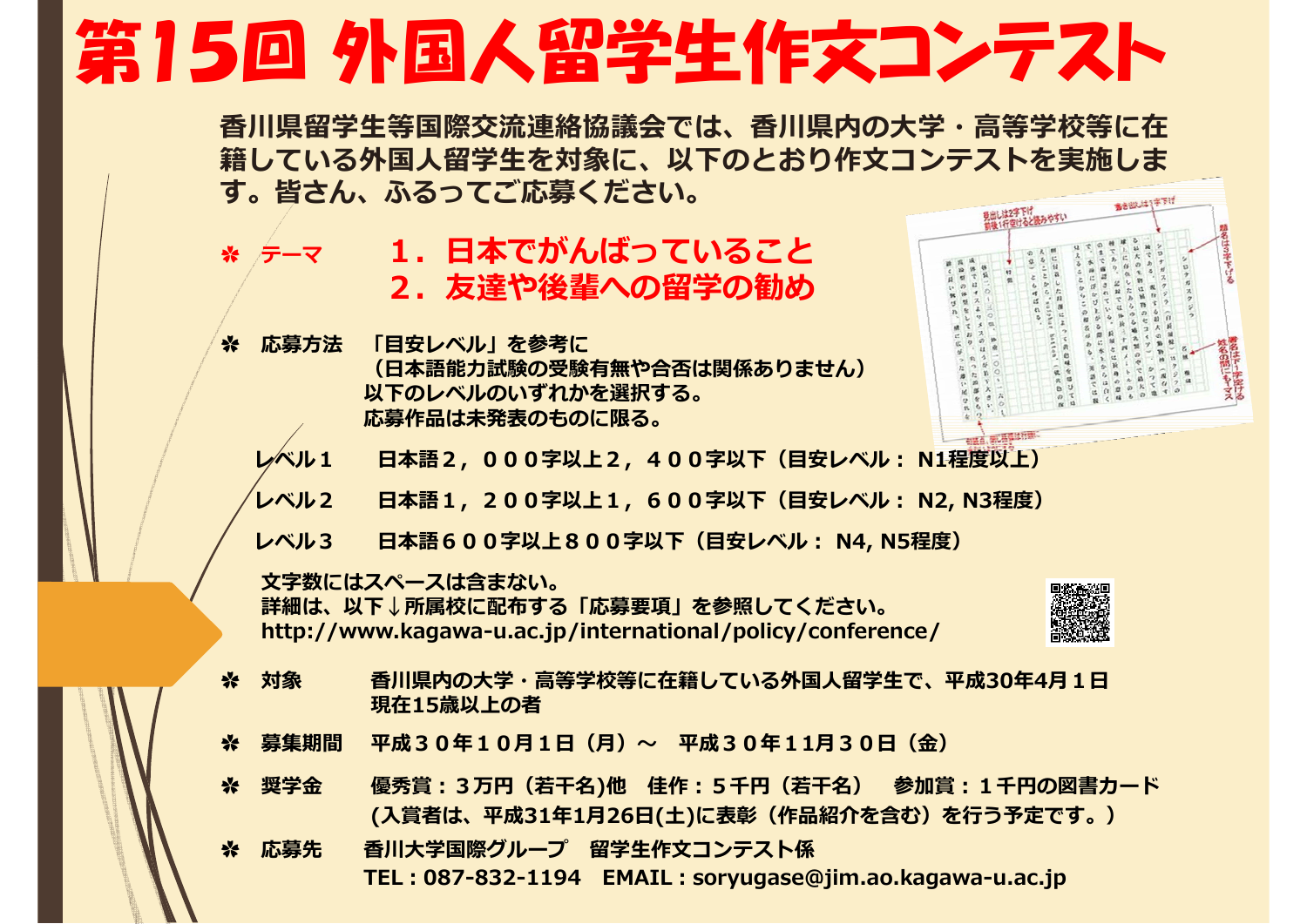# 第15回 外国人留学生作文コンテスト

香川県留学生等国際交流連絡協議会では、香川県内の大学・高等学校等に在籍している外国人留学生を対象に、以下のとおり作文コンテストを実施します。皆さん、ふるってご応募ください。

✼ テーマ　　１．日本でがんばっていること
　　　　　　２．友達や後輩への留学の勧め

✼ 応募方法　「目安レベル」を参考に
（日本語能力試験の受験有無や合否は関係ありません）
以下のレベルのいずれかを選択する。
応募作品は未発表のものに限る。

レベル１　日本語２，０００字以上２，４００字以下（目安レベル： N1程度以上）

レベル２　日本語１，２００字以上１，６００字以下（目安レベル： N2, N3程度）

レベル３　日本語６００字以上８００字以下（目安レベル： N4, N5程度）

文字数にはスペースは含まない。
詳細は、以下↓所属校に配布する「応募要項」を参照してください。
http://www.kagawa-u.ac.jp/international/policy/conference/

✼ 対象　香川県内の大学・高等学校等に在籍している外国人留学生で、平成30年4月１日現在15歳以上の者

✼ 募集期間　平成３０年１０月１日（月）～　平成３０年１１月３０日（金）

✼ 奨学金　優秀賞：３万円（若干名)他　佳作：５千円（若干名）　参加賞：１千円の図書カード
(入賞者は、平成31年1月26日(土)に表彰（作品紹介を含む）を行う予定です。）

✼ 応募先　香川大学国際グループ　留学生作文コンテスト係
TEL：087-832-1194　EMAIL：soryugase@jim.ao.kagawa-u.ac.jp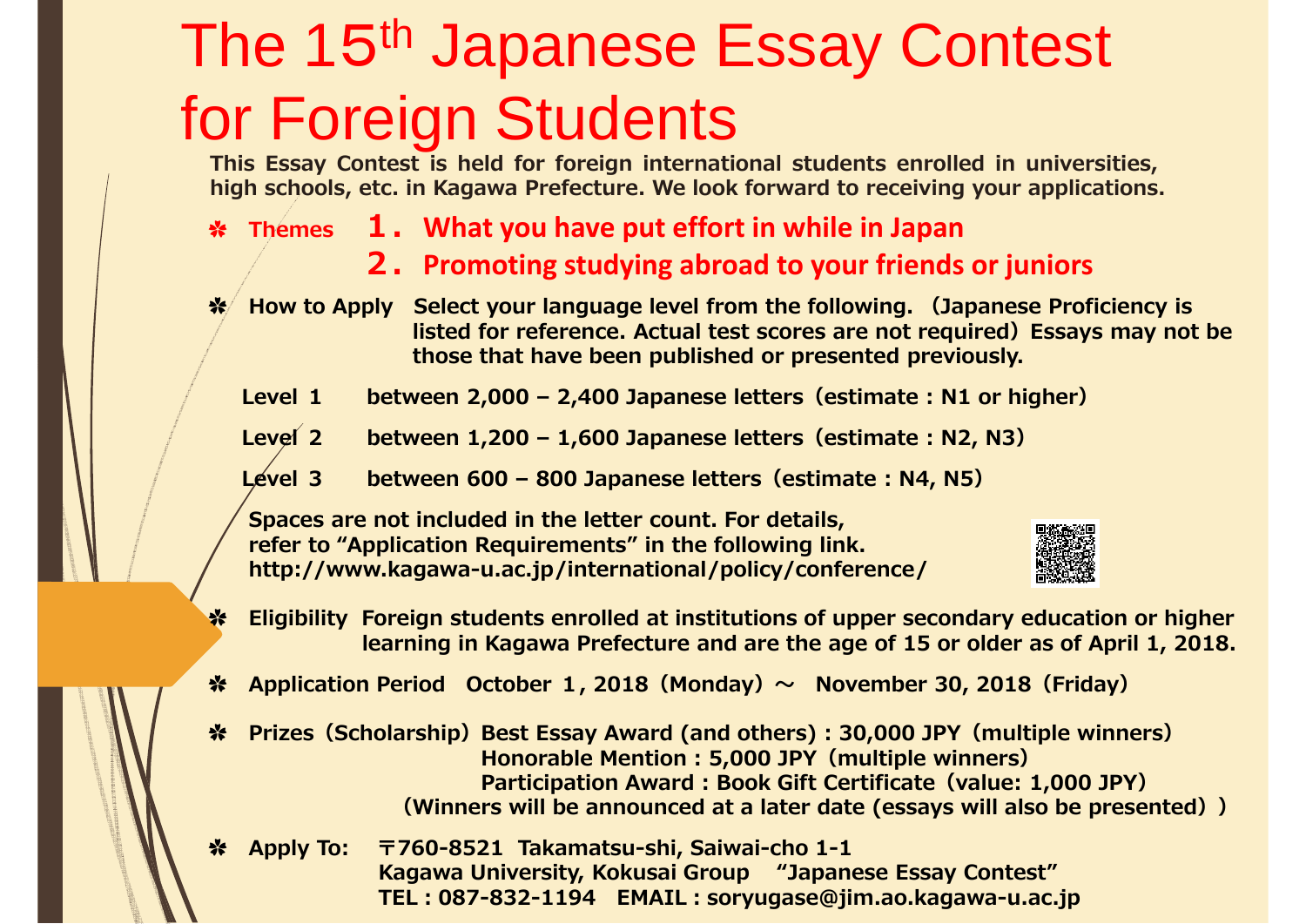# The 15th Japanese Essay Contest for Foreign Students

**This Essay Contest is held for foreign international students enrolled in universities, high schools, etc. in Kagawa Prefecture. We look forward to receiving your applications.**

✻ **Themes** **1. What you have put effort in while in Japan**

**2. Promoting studying abroad to your friends or juniors**

✻ **How to Apply** **Select your language level from the following. （Japanese Proficiency is listed for reference. Actual test scores are not required） Essays may not be those that have been published or presented previously.**

**Level 1** **between 2,000 – 2,400 Japanese letters（estimate : N1 or higher）**

**Level 2** **between 1,200 – 1,600 Japanese letters（estimate : N2, N3）**

**Level 3** **between 600 – 800 Japanese letters（estimate : N4, N5）**

**Spaces are not included in the letter count. For details, refer to "Application Requirements" in the following link.**
**http://www.kagawa-u.ac.jp/international/policy/conference/**

✻ **Eligibility** **Foreign students enrolled at institutions of upper secondary education or higher learning in Kagawa Prefecture and are the age of 15 or older as of April 1, 2018.**

✻ **Application Period** **October 1, 2018（Monday）～ November 30, 2018（Friday）**

✻ **Prizes（Scholarship）** **Best Essay Award (and others) : 30,000 JPY（multiple winners）**
**Honorable Mention : 5,000 JPY（multiple winners）**
**Participation Award : Book Gift Certificate（value: 1,000 JPY）**
**（Winners will be announced at a later date (essays will also be presented) ）**

✻ **Apply To:** **〒760-8521 Takamatsu-shi, Saiwai-cho 1-1**
**Kagawa University, Kokusai Group "Japanese Essay Contest"**
**TEL : 087-832-1194 EMAIL : soryugase@jim.ao.kagawa-u.ac.jp**